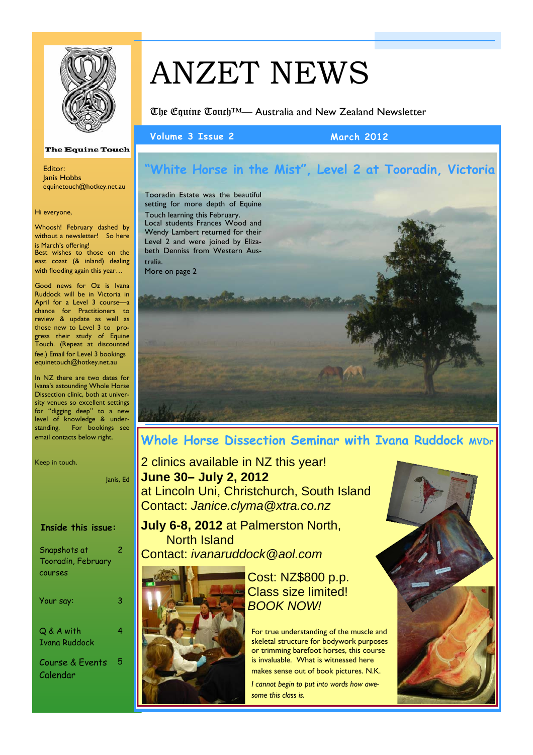# ANZET NEWS

The Equine Touch™— Australia and New Zealand Newsletter

**Volume 3 Issue 2** **March 2012**

The Equine Touch

Editor:
Janis Hobbs
equinetouch@hotkey.net.au

Hi everyone,

Whoosh! February dashed by without a newsletter! So here is March's offering!
Best wishes to those on the east coast (& inland) dealing with flooding again this year…

Good news for Oz is Ivana Ruddock will be in Victoria in April for a Level 3 course—a chance for Practitioners to review & update as well as those new to Level 3 to progress their study of Equine Touch. (Repeat at discounted fee.) Email for Level 3 bookings equinetouch@hotkey.net.au

In NZ there are two dates for Ivana's astounding Whole Horse Dissection clinic, both at university venues so excellent settings for "digging deep" to a new level of knowledge & understanding. For bookings see email contacts below right.

Keep in touch.

Janis, Ed

**Inside this issue:**

| | |
|---|---|
| Snapshots at Tooradin, February courses | 2 |
| Your say: | 3 |
| Q & A with Ivana Ruddock | 4 |
| Course & Events Calendar | 5 |

## "White Horse in the Mist", Level 2 at Tooradin, Victoria

Tooradin Estate was the beautiful setting for more depth of Equine Touch learning this February.
Local students Frances Wood and Wendy Lambert returned for their Level 2 and were joined by Elizabeth Denniss from Western Australia.
More on page 2

## Whole Horse Dissection Seminar with Ivana Ruddock MVDr

2 clinics available in NZ this year!

**June 30– July 2, 2012**
at Lincoln Uni, Christchurch, South Island
Contact: *Janice.clyma@xtra.co.nz*

**July 6-8, 2012** at Palmerston North, North Island
Contact: *ivanaruddock@aol.com*

Cost: NZ$800 p.p.
Class size limited!
*BOOK NOW!*

For true understanding of the muscle and skeletal structure for bodywork purposes or trimming barefoot horses, this course is invaluable. What is witnessed here makes sense out of book pictures. N.K.

*I cannot begin to put into words how awesome this class is.*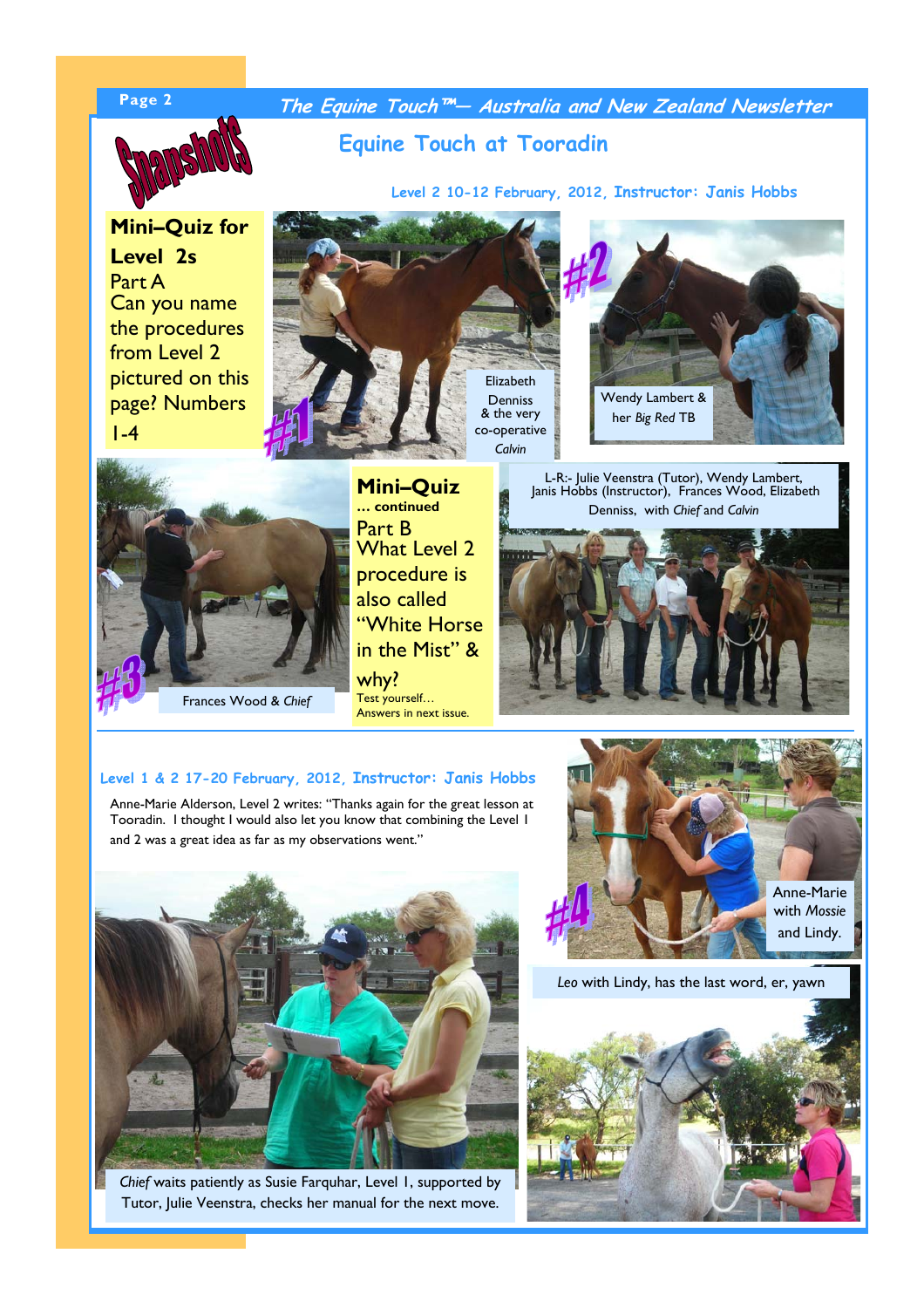Snapshots

## Equine Touch at Tooradin

**Level 2 10-12 February, 2012, Instructor: Janis Hobbs**

**Mini–Quiz for Level 2s**

Part A
Can you name the procedures from Level 2 pictured on this page? Numbers 1-4

#1 Elizabeth Denniss & the very co-operative *Calvin*

#2 Wendy Lambert & her *Big Red* TB

#3 Frances Wood & *Chief*

**Mini–Quiz**
**… continued**

Part B
What Level 2 procedure is also called "White Horse in the Mist" & why?

Test yourself…
Answers in next issue.

L-R:- Julie Veenstra (Tutor), Wendy Lambert, Janis Hobbs (Instructor), Frances Wood, Elizabeth Denniss, with *Chief* and *Calvin*

**Level 1 & 2 17-20 February, 2012, Instructor: Janis Hobbs**

Anne-Marie Alderson, Level 2 writes: "Thanks again for the great lesson at Tooradin. I thought I would also let you know that combining the Level 1 and 2 was a great idea as far as my observations went."

#4 Anne-Marie with *Mossie* and Lindy.

*Leo* with Lindy, has the last word, er, yawn

*Chief* waits patiently as Susie Farquhar, Level 1, supported by Tutor, Julie Veenstra, checks her manual for the next move.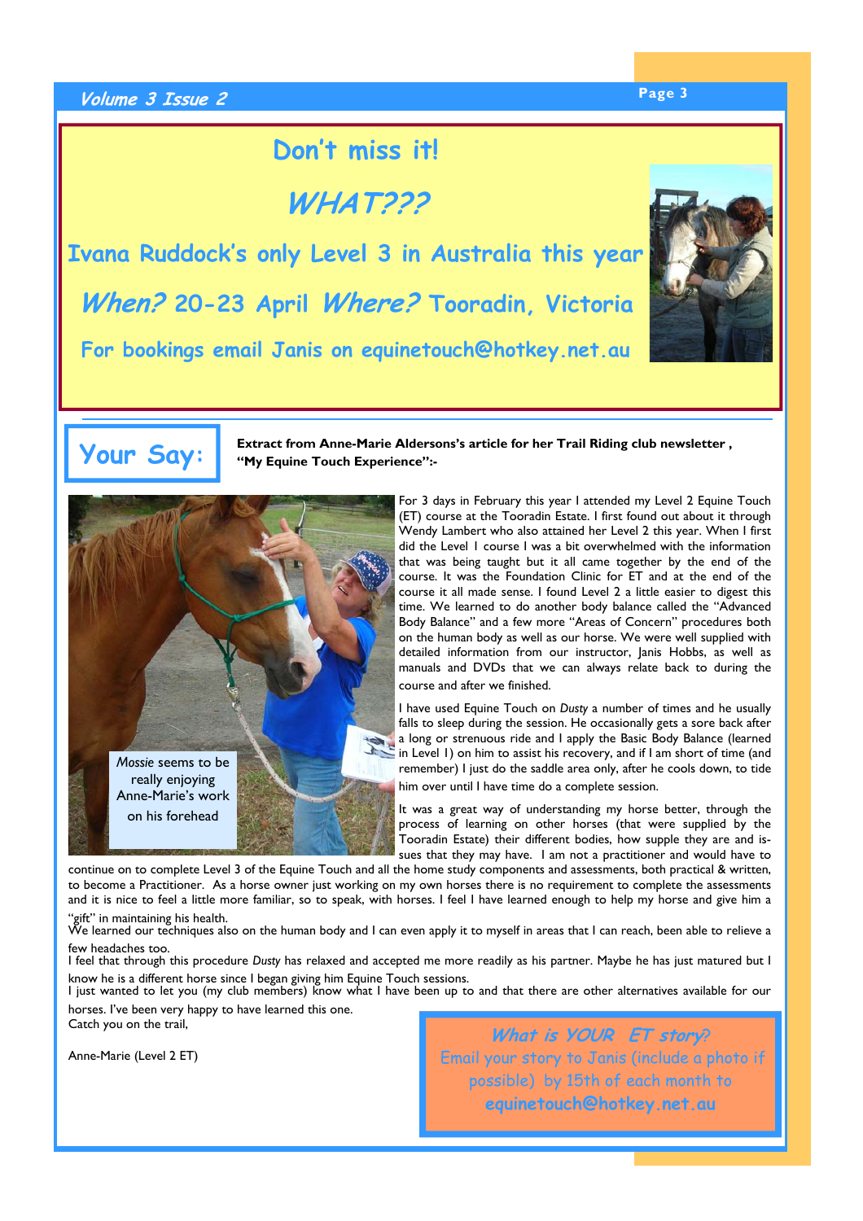## Don't miss it!

## *WHAT???*

**Ivana Ruddock's only Level 3 in Australia this year**

***When?*** **20-23 April** ***Where?*** **Tooradin, Victoria**

**For bookings email Janis on equinetouch@hotkey.net.au**

## Your Say:

**Extract from Anne-Marie Aldersons's article for her Trail Riding club newsletter , "My Equine Touch Experience":-**

*Mossie* seems to be really enjoying Anne-Marie's work on his forehead

For 3 days in February this year I attended my Level 2 Equine Touch (ET) course at the Tooradin Estate. I first found out about it through Wendy Lambert who also attained her Level 2 this year. When I first did the Level 1 course I was a bit overwhelmed with the information that was being taught but it all came together by the end of the course. It was the Foundation Clinic for ET and at the end of the course it all made sense. I found Level 2 a little easier to digest this time. We learned to do another body balance called the "Advanced Body Balance" and a few more "Areas of Concern" procedures both on the human body as well as our horse. We were well supplied with detailed information from our instructor, Janis Hobbs, as well as manuals and DVDs that we can always relate back to during the course and after we finished.

I have used Equine Touch on *Dusty* a number of times and he usually falls to sleep during the session. He occasionally gets a sore back after a long or strenuous ride and I apply the Basic Body Balance (learned in Level 1) on him to assist his recovery, and if I am short of time (and remember) I just do the saddle area only, after he cools down, to tide him over until I have time do a complete session.

It was a great way of understanding my horse better, through the process of learning on other horses (that were supplied by the Tooradin Estate) their different bodies, how supple they are and issues that they may have. I am not a practitioner and would have to continue on to complete Level 3 of the Equine Touch and all the home study components and assessments, both practical & written, to become a Practitioner. As a horse owner just working on my own horses there is no requirement to complete the assessments and it is nice to feel a little more familiar, so to speak, with horses. I feel I have learned enough to help my horse and give him a "gift" in maintaining his health.

We learned our techniques also on the human body and I can even apply it to myself in areas that I can reach, been able to relieve a few headaches too.

I feel that through this procedure *Dusty* has relaxed and accepted me more readily as his partner. Maybe he has just matured but I know he is a different horse since I began giving him Equine Touch sessions.

I just wanted to let you (my club members) know what I have been up to and that there are other alternatives available for our horses. I've been very happy to have learned this one.

Catch you on the trail,

Anne-Marie (Level 2 ET)

***What is YOUR ET story?***

Email your story to Janis (include a photo if possible) by 15th of each month to **equinetouch@hotkey.net.au**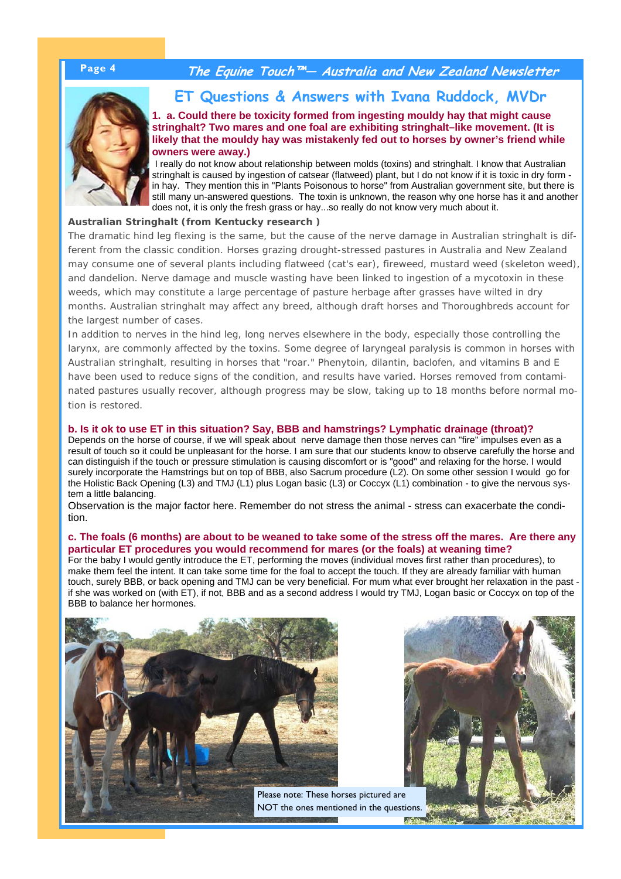## ET Questions & Answers with Ivana Ruddock, MVDr

**1. a. Could there be toxicity formed from ingesting mouldy hay that might cause stringhalt? Two mares and one foal are exhibiting stringhalt–like movement. (It is likely that the mouldy hay was mistakenly fed out to horses by owner's friend while owners were away.)**

I really do not know about relationship between molds (toxins) and stringhalt. I know that Australian stringhalt is caused by ingestion of catsear (flatweed) plant, but I do not know if it is toxic in dry form - in hay. They mention this in "Plants Poisonous to horse" from Australian government site, but there is still many un-answered questions. The toxin is unknown, the reason why one horse has it and another does not, it is only the fresh grass or hay...so really do not know very much about it.

**Australian Stringhalt (from Kentucky research )**

The dramatic hind leg flexing is the same, but the cause of the nerve damage in Australian stringhalt is different from the classic condition. Horses grazing drought-stressed pastures in Australia and New Zealand may consume one of several plants including flatweed (cat's ear), fireweed, mustard weed (skeleton weed), and dandelion. Nerve damage and muscle wasting have been linked to ingestion of a mycotoxin in these weeds, which may constitute a large percentage of pasture herbage after grasses have wilted in dry months. Australian stringhalt may affect any breed, although draft horses and Thoroughbreds account for the largest number of cases.

In addition to nerves in the hind leg, long nerves elsewhere in the body, especially those controlling the larynx, are commonly affected by the toxins. Some degree of laryngeal paralysis is common in horses with Australian stringhalt, resulting in horses that "roar." Phenytoin, dilantin, baclofen, and vitamins B and E have been used to reduce signs of the condition, and results have varied. Horses removed from contaminated pastures usually recover, although progress may be slow, taking up to 18 months before normal motion is restored.

**b. Is it ok to use ET in this situation? Say, BBB and hamstrings? Lymphatic drainage (throat)?**

Depends on the horse of course, if we will speak about nerve damage then those nerves can "fire" impulses even as a result of touch so it could be unpleasant for the horse. I am sure that our students know to observe carefully the horse and can distinguish if the touch or pressure stimulation is causing discomfort or is "good" and relaxing for the horse. I would surely incorporate the Hamstrings but on top of BBB, also Sacrum procedure (L2). On some other session I would go for the Holistic Back Opening (L3) and TMJ (L1) plus Logan basic (L3) or Coccyx (L1) combination - to give the nervous system a little balancing.

Observation is the major factor here. Remember do not stress the animal - stress can exacerbate the condition.

**c. The foals (6 months) are about to be weaned to take some of the stress off the mares. Are there any particular ET procedures you would recommend for mares (or the foals) at weaning time?**

For the baby I would gently introduce the ET, performing the moves (individual moves first rather than procedures), to make them feel the intent. It can take some time for the foal to accept the touch. If they are already familiar with human touch, surely BBB, or back opening and TMJ can be very beneficial. For mum what ever brought her relaxation in the past - if she was worked on (with ET), if not, BBB and as a second address I would try TMJ, Logan basic or Coccyx on top of the BBB to balance her hormones.

Please note: These horses pictured are NOT the ones mentioned in the questions.